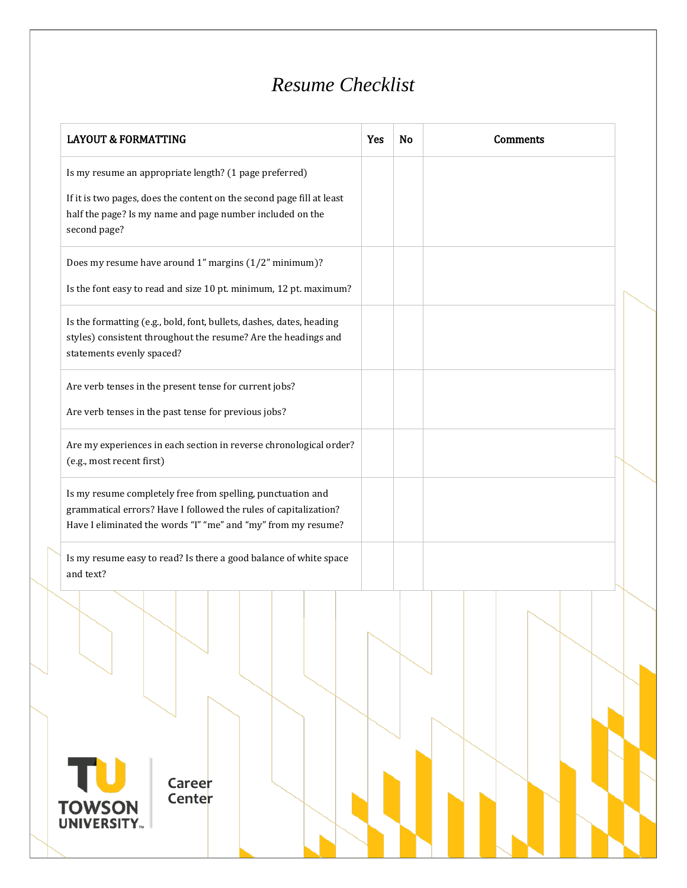# *Resume Checklist*

| LAYOUT & FORMATTING | Yes | No | Comments |
|---|---|---|---|
| Is my resume an appropriate length? (1 page preferred)<br><br>If it is two pages, does the content on the second page fill at least half the page? Is my name and page number included on the second page? | | | |
| Does my resume have around 1" margins (1/2" minimum)?<br><br>Is the font easy to read and size 10 pt. minimum, 12 pt. maximum? | | | |
| Is the formatting (e.g., bold, font, bullets, dashes, dates, heading styles) consistent throughout the resume? Are the headings and statements evenly spaced? | | | |
| Are verb tenses in the present tense for current jobs?<br><br>Are verb tenses in the past tense for previous jobs? | | | |
| Are my experiences in each section in reverse chronological order? (e.g., most recent first) | | | |
| Is my resume completely free from spelling, punctuation and grammatical errors? Have I followed the rules of capitalization? Have I eliminated the words "I" "me" and "my" from my resume? | | | |
| Is my resume easy to read? Is there a good balance of white space and text? | | | |

TOWSON UNIVERSITY Career Center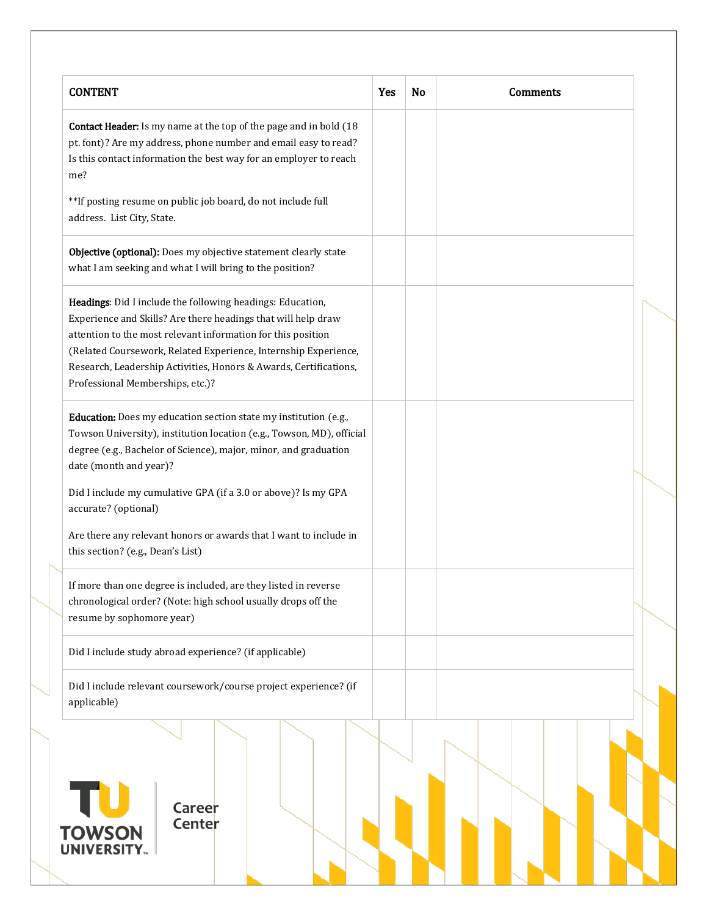| CONTENT | Yes | No | Comments |
|---|---|---|---|
| **Contact Header:** Is my name at the top of the page and in bold (18 pt. font)? Are my address, phone number and email easy to read? Is this contact information the best way for an employer to reach me?<br><br>**If posting resume on public job board, do not include full address. List City, State. | | | |
| **Objective (optional):** Does my objective statement clearly state what I am seeking and what I will bring to the position? | | | |
| **Headings**: Did I include the following headings: Education, Experience and Skills? Are there headings that will help draw attention to the most relevant information for this position (Related Coursework, Related Experience, Internship Experience, Research, Leadership Activities, Honors & Awards, Certifications, Professional Memberships, etc.)? | | | |
| **Education:** Does my education section state my institution (e.g., Towson University), institution location (e.g., Towson, MD), official degree (e.g., Bachelor of Science), major, minor, and graduation date (month and year)?<br><br>Did I include my cumulative GPA (if a 3.0 or above)? Is my GPA accurate? (optional)<br><br>Are there any relevant honors or awards that I want to include in this section? (e.g., Dean's List) | | | |
| If more than one degree is included, are they listed in reverse chronological order? (Note: high school usually drops off the resume by sophomore year) | | | |
| Did I include study abroad experience? (if applicable) | | | |
| Did I include relevant coursework/course project experience? (if applicable) | | | |

TOWSON UNIVERSITY Career Center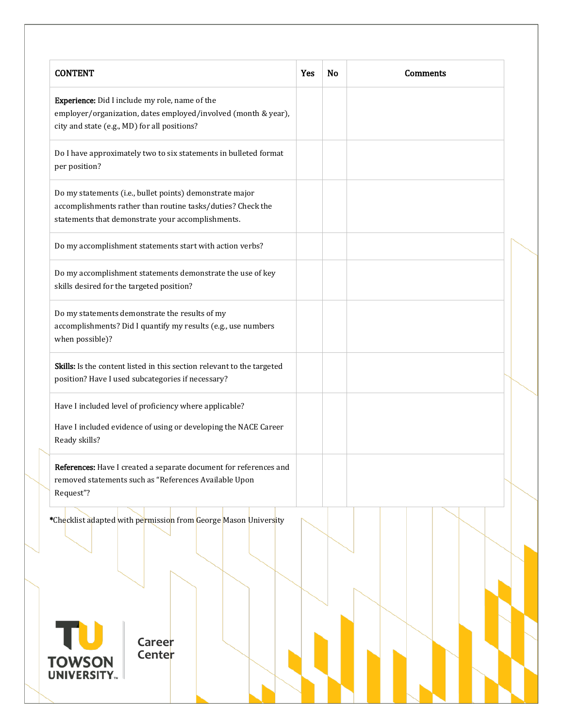| CONTENT | Yes | No | Comments |
|---|---|---|---|
| **Experience:** Did I include my role, name of the employer/organization, dates employed/involved (month & year), city and state (e.g., MD) for all positions? | | | |
| Do I have approximately two to six statements in bulleted format per position? | | | |
| Do my statements (i.e., bullet points) demonstrate major accomplishments rather than routine tasks/duties? Check the statements that demonstrate your accomplishments. | | | |
| Do my accomplishment statements start with action verbs? | | | |
| Do my accomplishment statements demonstrate the use of key skills desired for the targeted position? | | | |
| Do my statements demonstrate the results of my accomplishments? Did I quantify my results (e.g., use numbers when possible)? | | | |
| **Skills:** Is the content listed in this section relevant to the targeted position? Have I used subcategories if necessary? | | | |
| Have I included level of proficiency where applicable? Have I included evidence of using or developing the NACE Career Ready skills? | | | |
| **References:** Have I created a separate document for references and removed statements such as "References Available Upon Request"? | | | |

*Checklist adapted with permission from George Mason University

TOWSON UNIVERSITY Career Center